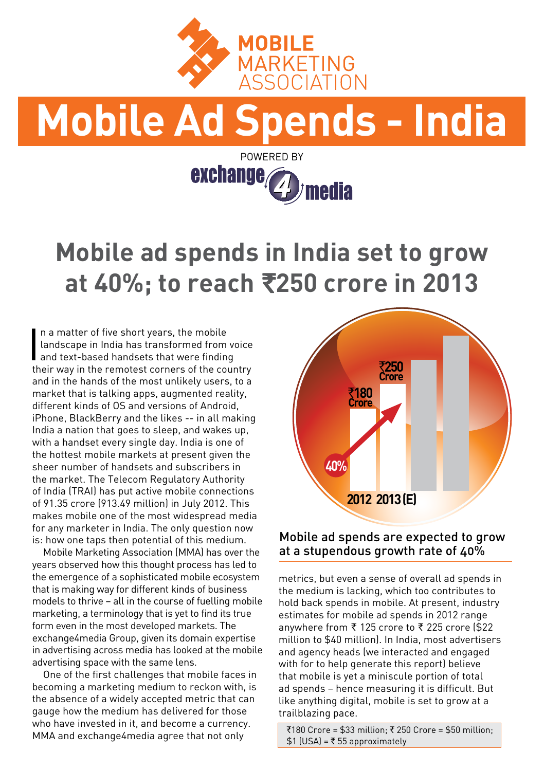MOBILE MARKETING ASSOCIATION

# Mobile Ad Spends - India

POWERED BY exchange4media

## Mobile ad spends in India set to grow at 40%; to reach ₹250 crore in 2013

In a matter of five short years, the mobile landscape in India has transformed from voice and text-based handsets that were finding their way in the remotest corners of the country and in the hands of the most unlikely users, to a market that is talking apps, augmented reality, different kinds of OS and versions of Android, iPhone, BlackBerry and the likes -- in all making India a nation that goes to sleep, and wakes up, with a handset every single day. India is one of the hottest mobile markets at present given the sheer number of handsets and subscribers in the market. The Telecom Regulatory Authority of India (TRAI) has put active mobile connections of 91.35 crore (913.49 million) in July 2012. This makes mobile one of the most widespread media for any marketer in India. The only question now is: how one taps then potential of this medium.

Mobile Marketing Association (MMA) has over the years observed how this thought process has led to the emergence of a sophisticated mobile ecosystem that is making way for different kinds of business models to thrive – all in the course of fuelling mobile marketing, a terminology that is yet to find its true form even in the most developed markets. The exchange4media Group, given its domain expertise in advertising across media has looked at the mobile advertising space with the same lens.

One of the first challenges that mobile faces in becoming a marketing medium to reckon with, is the absence of a widely accepted metric that can gauge how the medium has delivered for those who have invested in it, and become a currency. MMA and exchange4media agree that not only metrics, but even a sense of overall ad spends in the medium is lacking, which too contributes to hold back spends in mobile. At present, industry estimates for mobile ad spends in 2012 range anywhere from ₹ 125 crore to ₹ 225 crore ($22 million to $40 million). In India, most advertisers and agency heads (we interacted and engaged with for to help generate this report) believe that mobile is yet a miniscule portion of total ad spends – hence measuring it is difficult. But like anything digital, mobile is set to grow at a trailblazing pace.

₹180 Crore (2012) → ₹250 Crore (2013 (E)) — 40%

Mobile ad spends are expected to grow at a stupendous growth rate of 40%

₹180 Crore = $33 million; ₹ 250 Crore = $50 million; $1 (USA) = ₹ 55 approximately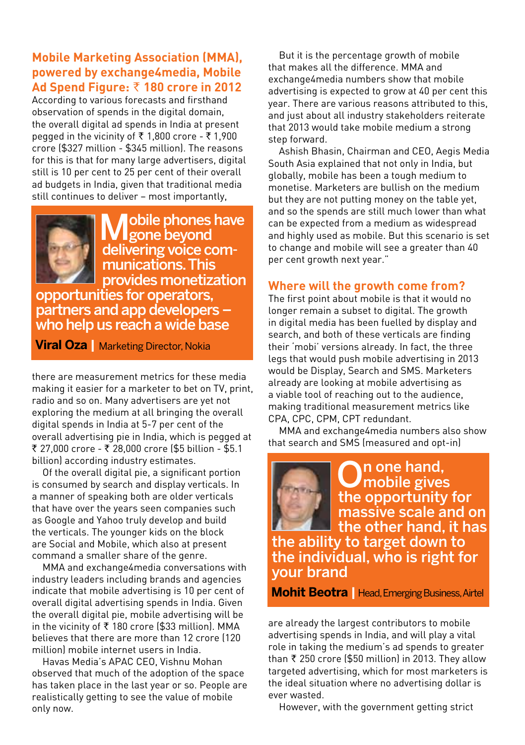## Mobile Marketing Association (MMA), powered by exchange4media, Mobile Ad Spend Figure: ₹ 180 crore in 2012

According to various forecasts and firsthand observation of spends in the digital domain, the overall digital ad spends in India at present pegged in the vicinity of ₹ 1,800 crore - ₹ 1,900 crore ($327 million - $345 million). The reasons for this is that for many large advertisers, digital still is 10 per cent to 25 per cent of their overall ad budgets in India, given that traditional media still continues to deliver – most importantly, there are measurement metrics for these media making it easier for a marketer to bet on TV, print, radio and so on. Many advertisers are yet not exploring the medium at all bringing the overall digital spends in India at 5-7 per cent of the overall advertising pie in India, which is pegged at ₹ 27,000 crore - ₹ 28,000 crore ($5 billion - $5.1 billion) according industry estimates.

> **Mobile phones have gone beyond delivering voice communications. This provides monetization opportunities for operators, partners and app developers – who help us reach a wide base**
>
> **Viral Oza** | Marketing Director, Nokia

Of the overall digital pie, a significant portion is consumed by search and display verticals. In a manner of speaking both are older verticals that have over the years seen companies such as Google and Yahoo truly develop and build the verticals. The younger kids on the block are Social and Mobile, which also at present command a smaller share of the genre.

MMA and exchange4media conversations with industry leaders including brands and agencies indicate that mobile advertising is 10 per cent of overall digital advertising spends in India. Given the overall digital pie, mobile advertising will be in the vicinity of ₹ 180 crore ($33 million). MMA believes that there are more than 12 crore (120 million) mobile internet users in India.

Havas Media's APAC CEO, Vishnu Mohan observed that much of the adoption of the space has taken place in the last year or so. People are realistically getting to see the value of mobile only now.

But it is the percentage growth of mobile that makes all the difference. MMA and exchange4media numbers show that mobile advertising is expected to grow at 40 per cent this year. There are various reasons attributed to this, and just about all industry stakeholders reiterate that 2013 would take mobile medium a strong step forward.

Ashish Bhasin, Chairman and CEO, Aegis Media South Asia explained that not only in India, but globally, mobile has been a tough medium to monetise. Marketers are bullish on the medium but they are not putting money on the table yet, and so the spends are still much lower than what can be expected from a medium as widespread and highly used as mobile. But this scenario is set to change and mobile will see a greater than 40 per cent growth next year."

## Where will the growth come from?

The first point about mobile is that it would no longer remain a subset to digital. The growth in digital media has been fuelled by display and search, and both of these verticals are finding their 'mobi' versions already. In fact, the three legs that would push mobile advertising in 2013 would be Display, Search and SMS. Marketers already are looking at mobile advertising as a viable tool of reaching out to the audience, making traditional measurement metrics like CPA, CPC, CPM, CPT redundant.

MMA and exchange4media numbers also show that search and SMS (measured and opt-in) are already the largest contributors to mobile advertising spends in India, and will play a vital role in taking the medium's ad spends to greater than ₹ 250 crore ($50 million) in 2013. They allow targeted advertising, which for most marketers is the ideal situation where no advertising dollar is ever wasted.

> **On one hand, mobile gives the opportunity for massive scale and on the other hand, it has the ability to target down to the individual, who is right for your brand**
>
> **Mohit Beotra** | Head, Emerging Business, Airtel

However, with the government getting strict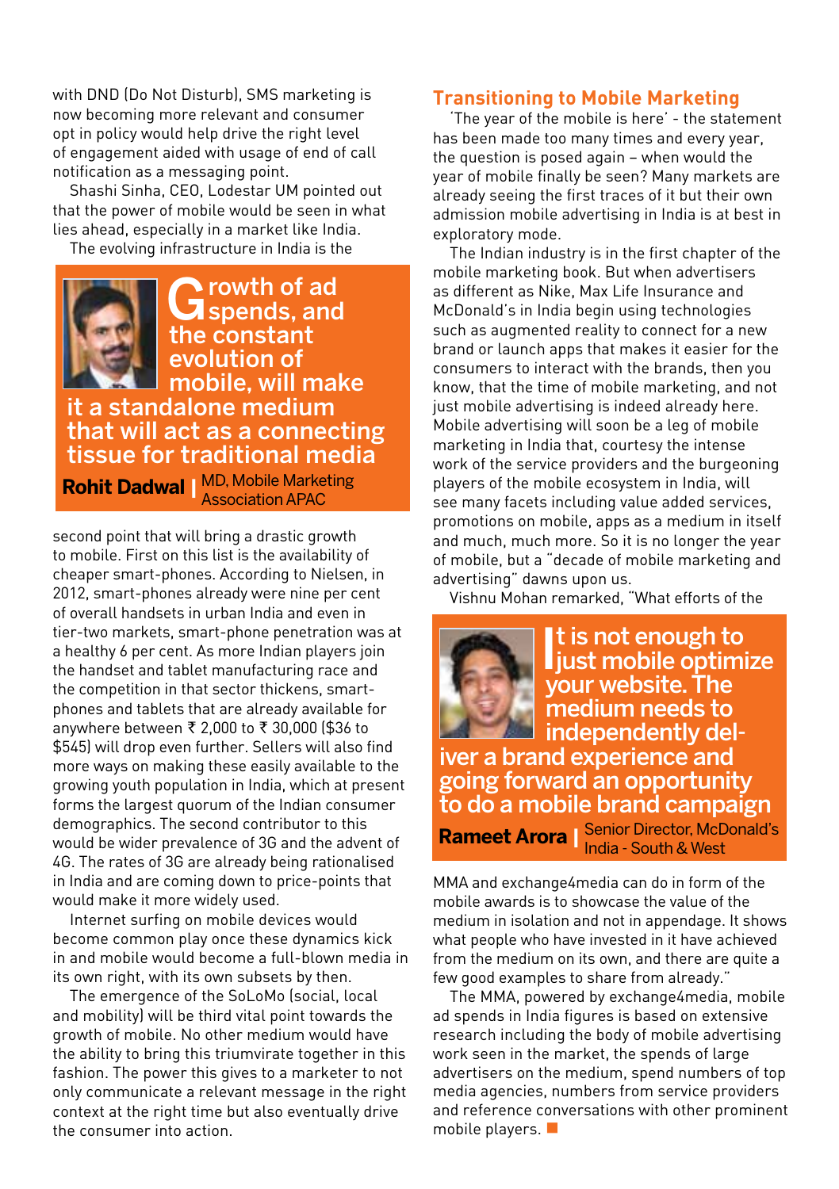with DND (Do Not Disturb), SMS marketing is now becoming more relevant and consumer opt in policy would help drive the right level of engagement aided with usage of end of call notification as a messaging point.

Shashi Sinha, CEO, Lodestar UM pointed out that the power of mobile would be seen in what lies ahead, especially in a market like India.

The evolving infrastructure in India is the second point that will bring a drastic growth to mobile. First on this list is the availability of cheaper smart-phones. According to Nielsen, in 2012, smart-phones already were nine per cent of overall handsets in urban India and even in tier-two markets, smart-phone penetration was at a healthy 6 per cent. As more Indian players join the handset and tablet manufacturing race and the competition in that sector thickens, smart-phones and tablets that are already available for anywhere between ₹ 2,000 to ₹ 30,000 ($36 to $545) will drop even further. Sellers will also find more ways on making these easily available to the growing youth population in India, which at present forms the largest quorum of the Indian consumer demographics. The second contributor to this would be wider prevalence of 3G and the advent of 4G. The rates of 3G are already being rationalised in India and are coming down to price-points that would make it more widely used.

> **Growth of ad spends, and the constant evolution of mobile, will make it a standalone medium that will act as a connecting tissue for traditional media**
>
> **Rohit Dadwal** | MD, Mobile Marketing Association APAC

Internet surfing on mobile devices would become common play once these dynamics kick in and mobile would become a full-blown media in its own right, with its own subsets by then.

The emergence of the SoLoMo (social, local and mobility) will be third vital point towards the growth of mobile. No other medium would have the ability to bring this triumvirate together in this fashion. The power this gives to a marketer to not only communicate a relevant message in the right context at the right time but also eventually drive the consumer into action.

## Transitioning to Mobile Marketing

'The year of the mobile is here' - the statement has been made too many times and every year, the question is posed again – when would the year of mobile finally be seen? Many markets are already seeing the first traces of it but their own admission mobile advertising in India is at best in exploratory mode.

The Indian industry is in the first chapter of the mobile marketing book. But when advertisers as different as Nike, Max Life Insurance and McDonald's in India begin using technologies such as augmented reality to connect for a new brand or launch apps that makes it easier for the consumers to interact with the brands, then you know, that the time of mobile marketing, and not just mobile advertising is indeed already here. Mobile advertising will soon be a leg of mobile marketing in India that, courtesy the intense work of the service providers and the burgeoning players of the mobile ecosystem in India, will see many facets including value added services, promotions on mobile, apps as a medium in itself and much, much more. So it is no longer the year of mobile, but a "decade of mobile marketing and advertising" dawns upon us.

Vishnu Mohan remarked, "What efforts of the MMA and exchange4media can do in form of the mobile awards is to showcase the value of the medium in isolation and not in appendage. It shows what people who have invested in it have achieved from the medium on its own, and there are quite a few good examples to share from already."

> **It is not enough to just mobile optimize your website. The medium needs to independently deliver a brand experience and going forward an opportunity to do a mobile brand campaign**
>
> **Rameet Arora** | Senior Director, McDonald's India - South & West

The MMA, powered by exchange4media, mobile ad spends in India figures is based on extensive research including the body of mobile advertising work seen in the market, the spends of large advertisers on the medium, spend numbers of top media agencies, numbers from service providers and reference conversations with other prominent mobile players. ■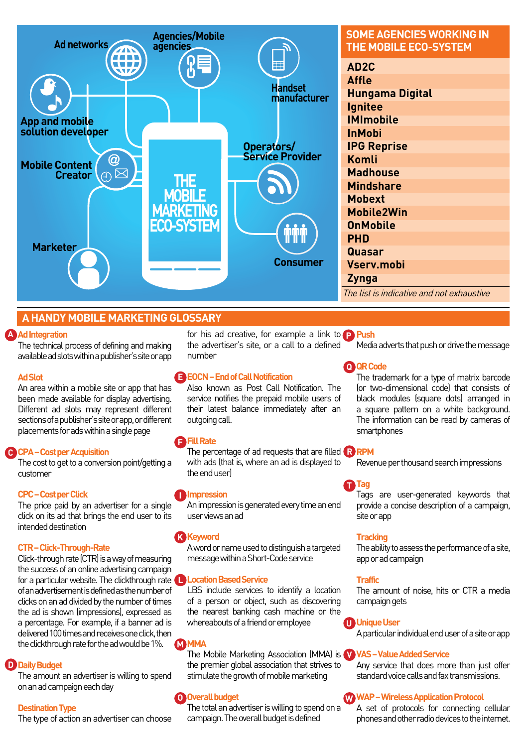## THE MOBILE MARKETING ECO-SYSTEM

Ad networks

Agencies/Mobile agencies

Handset manufacturer

App and mobile solution developer

Operators/ Service Provider

Mobile Content Creator

Marketer

Consumer

## SOME AGENCIES WORKING IN THE MOBILE ECO-SYSTEM

- AD2C
- Affle
- Hungama Digital
- Ignitee
- IMImobile
- InMobi
- IPG Reprise
- Komli
- Madhouse
- Mindshare
- Mobext
- Mobile2Win
- OnMobile
- PHD
- Quasar
- Vserv.mobi
- Zynga

*The list is indicative and not exhaustive*

## A HANDY MOBILE MARKETING GLOSSARY

**A**

**Ad Integration**
The technical process of defining and making available ad slots within a publisher's site or app

**Ad Slot**
An area within a mobile site or app that has been made available for display advertising. Different ad slots may represent different sections of a publisher's site or app, or different placements for ads within a single page

**C**

**CPA – Cost per Acquisition**
The cost to get to a conversion point/getting a customer

**CPC – Cost per Click**
The price paid by an advertiser for a single click on its ad that brings the end user to its intended destination

**CTR – Click-Through-Rate**
Click-through rate (CTR) is a way of measuring the success of an online advertising campaign for a particular website. The clickthrough rate of an advertisement is defined as the number of clicks on an ad divided by the number of times the ad is shown (impressions), expressed as a percentage. For example, if a banner ad is delivered 100 times and receives one click, then the clickthrough rate for the ad would be 1%.

**D**

**Daily Budget**
The amount an advertiser is willing to spend on an ad campaign each day

**Destination Type**
The type of action an advertiser can choose for his ad creative, for example a link to the advertiser's site, or a call to a defined number

**E**

**EOCN – End of Call Notification**
Also known as Post Call Notification. The service notifies the prepaid mobile users of their latest balance immediately after an outgoing call.

**F**

**Fill Rate**
The percentage of ad requests that are filled with ads (that is, where an ad is displayed to the end user)

**I**

**Impression**
An impression is generated every time an end user views an ad

**K**

**Keyword**
A word or name used to distinguish a targeted message within a Short-Code service

**L**

**Location Based Service**
LBS include services to identify a location of a person or object, such as discovering the nearest banking cash machine or the whereabouts of a friend or employee

**M**

**MMA**
The Mobile Marketing Association (MMA) is the premier global association that strives to stimulate the growth of mobile marketing

**O**

**Overall budget**
The total an advertiser is willing to spend on a campaign. The overall budget is defined

**P**

**Push**
Media adverts that push or drive the message

**Q**

**QR Code**
The trademark for a type of matrix barcode (or two-dimensional code) that consists of black modules (square dots) arranged in a square pattern on a white background. The information can be read by cameras of smartphones

**R**

**RPM**
Revenue per thousand search impressions

**T**

**Tag**
Tags are user-generated keywords that provide a concise description of a campaign, site or app

**Tracking**
The ability to assess the performance of a site, app or ad campaign

**Traffic**
The amount of noise, hits or CTR a media campaign gets

**U**

**Unique User**
A particular individual end user of a site or app

**V**

**VAS – Value Added Service**
Any service that does more than just offer standard voice calls and fax transmissions.

**W**

**WAP – Wireless Application Protocol**
A set of protocols for connecting cellular phones and other radio devices to the internet.